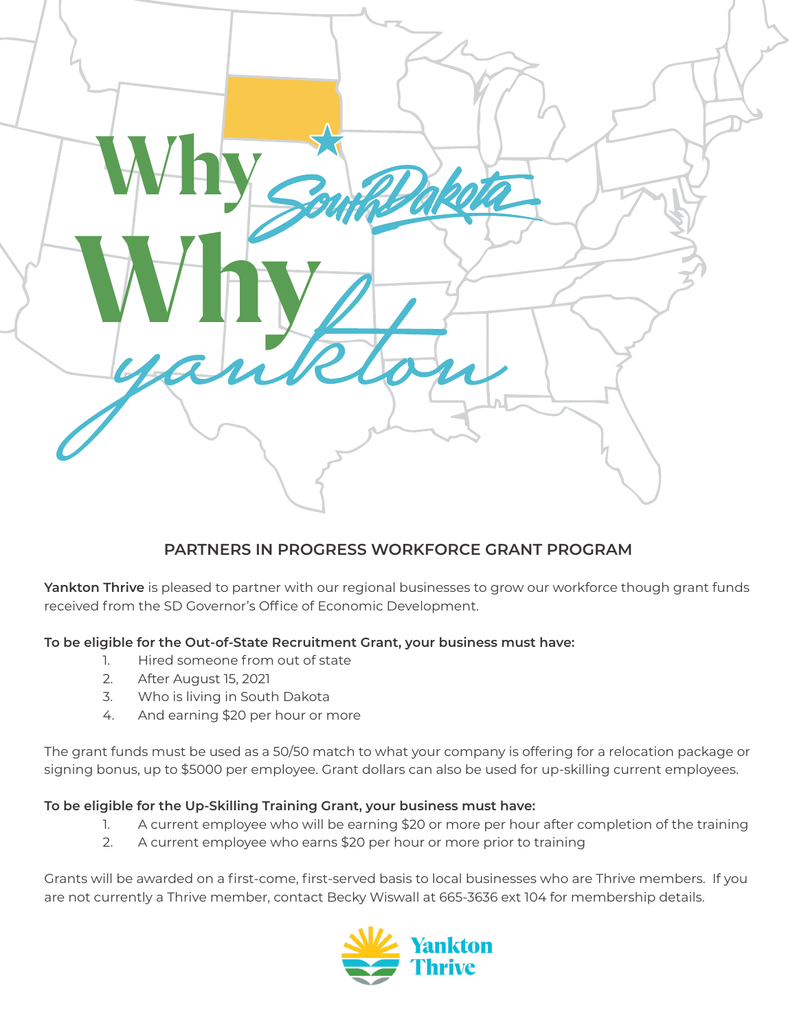# Why South Dakota

# Why Yankton

## PARTNERS IN PROGRESS WORKFORCE GRANT PROGRAM

**Yankton Thrive** is pleased to partner with our regional businesses to grow our workforce though grant funds received from the SD Governor's Office of Economic Development.

**To be eligible for the Out-of-State Recruitment Grant, your business must have:**

1. Hired someone from out of state
2. After August 15, 2021
3. Who is living in South Dakota
4. And earning $20 per hour or more

The grant funds must be used as a 50/50 match to what your company is offering for a relocation package or signing bonus, up to $5000 per employee. Grant dollars can also be used for up-skilling current employees.

**To be eligible for the Up-Skilling Training Grant, your business must have:**

1. A current employee who will be earning $20 or more per hour after completion of the training
2. A current employee who earns $20 per hour or more prior to training

Grants will be awarded on a first-come, first-served basis to local businesses who are Thrive members. If you are not currently a Thrive member, contact Becky Wiswall at 665-3636 ext 104 for membership details.

Yankton Thrive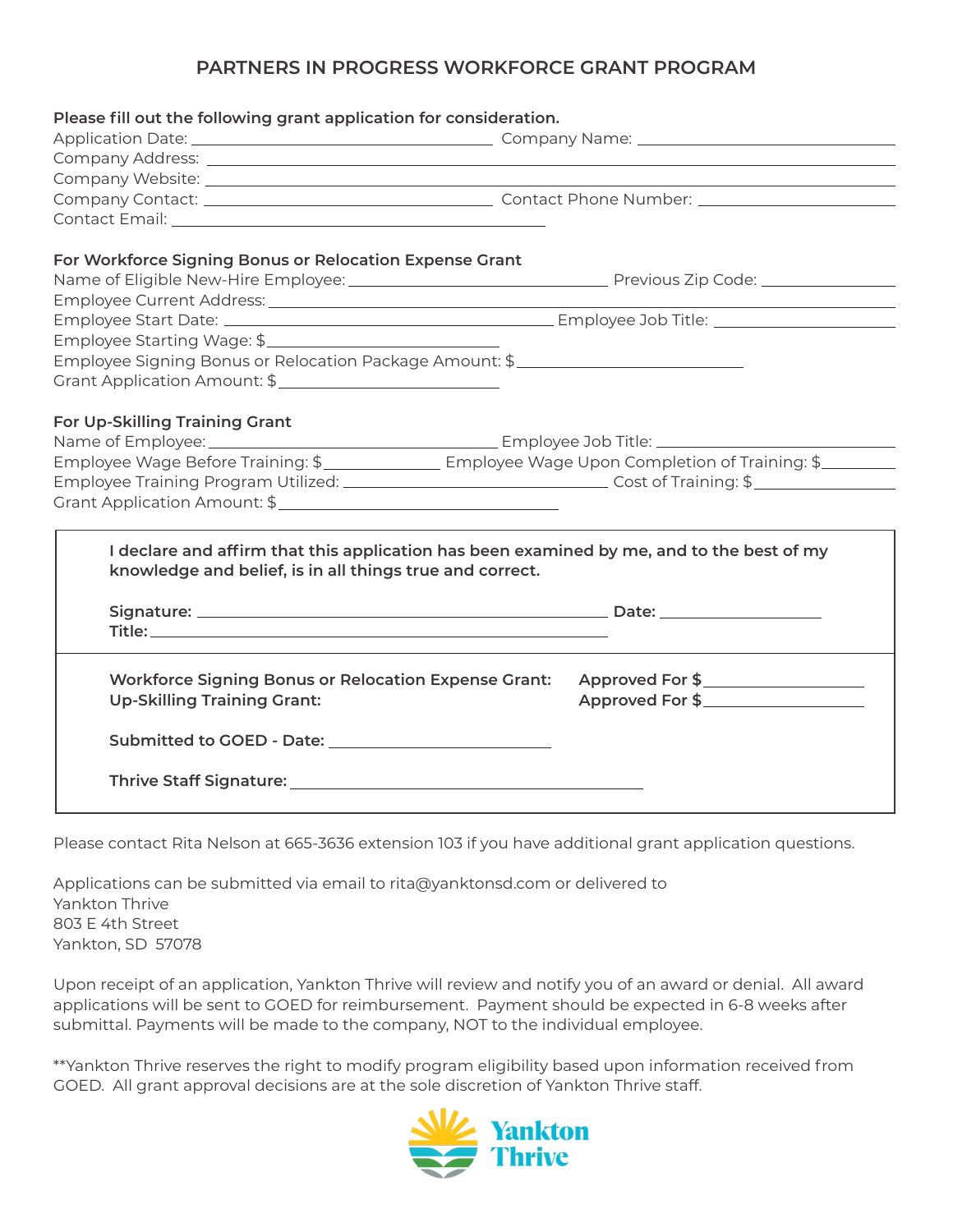## PARTNERS IN PROGRESS WORKFORCE GRANT PROGRAM

**Please fill out the following grant application for consideration.**

Application Date: ______________________ Company Name: ______________________

Company Address: ______________________

Company Website: ______________________

Company Contact: ______________________ Contact Phone Number: ______________________

Contact Email: ______________________

**For Workforce Signing Bonus or Relocation Expense Grant**

Name of Eligible New-Hire Employee: ______________________ Previous Zip Code: ______________________

Employee Current Address: ______________________

Employee Start Date: ______________________ Employee Job Title: ______________________

Employee Starting Wage: $______________________

Employee Signing Bonus or Relocation Package Amount: $______________________

Grant Application Amount: $______________________

**For Up-Skilling Training Grant**

Name of Employee: ______________________ Employee Job Title: ______________________

Employee Wage Before Training: $__________ Employee Wage Upon Completion of Training: $__________

Employee Training Program Utilized: ______________________ Cost of Training: $______________________

Grant Application Amount: $______________________

**I declare and affirm that this application has been examined by me, and to the best of my knowledge and belief, is in all things true and correct.**

**Signature:** ______________________ **Date:** ______________________

**Title:** ______________________

**Workforce Signing Bonus or Relocation Expense Grant:** **Approved For $**______________________

**Up-Skilling Training Grant:** **Approved For $**______________________

**Submitted to GOED - Date:** ______________________

**Thrive Staff Signature:** ______________________

Please contact Rita Nelson at 665-3636 extension 103 if you have additional grant application questions.

Applications can be submitted via email to rita@yanktonsd.com or delivered to
Yankton Thrive
803 E 4th Street
Yankton, SD 57078

Upon receipt of an application, Yankton Thrive will review and notify you of an award or denial. All award applications will be sent to GOED for reimbursement. Payment should be expected in 6-8 weeks after submittal. Payments will be made to the company, NOT to the individual employee.

**Yankton Thrive reserves the right to modify program eligibility based upon information received from GOED. All grant approval decisions are at the sole discretion of Yankton Thrive staff.

Yankton Thrive